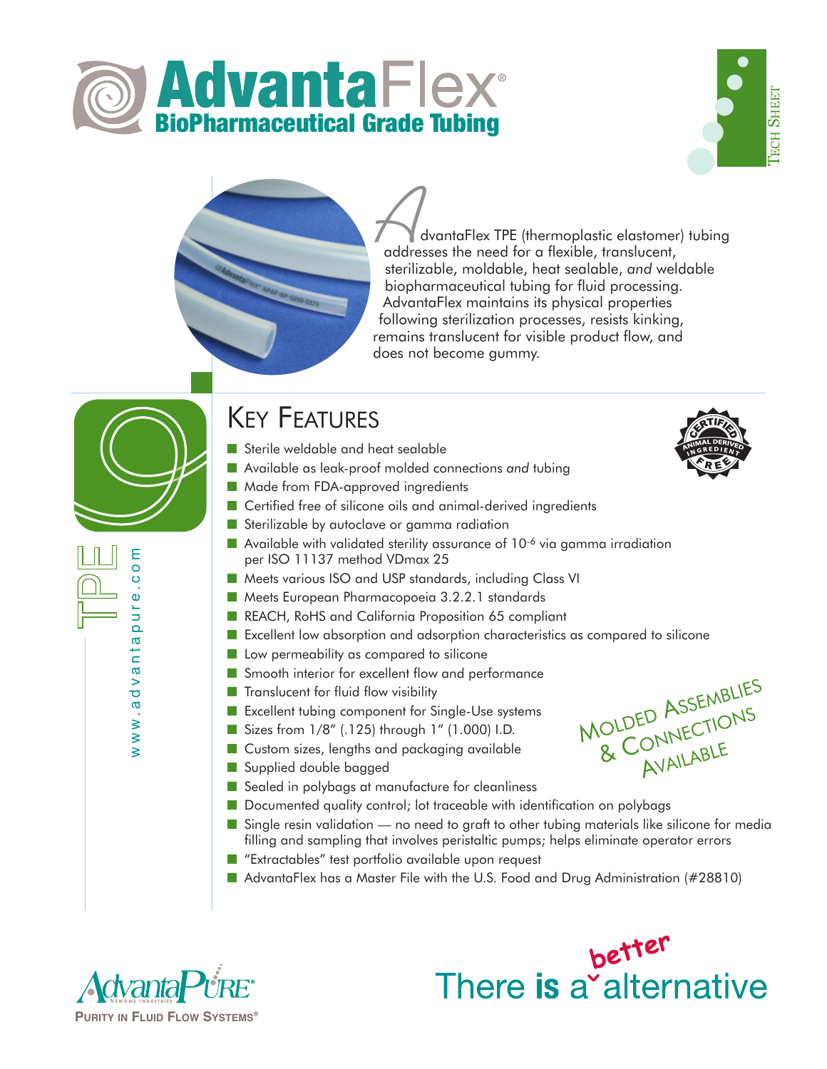# AdvantaFlex®

## BioPharmaceutical Grade Tubing

Tech Sheet

AdvantaFlex TPE (thermoplastic elastomer) tubing addresses the need for a flexible, translucent, sterilizable, moldable, heat sealable, *and* weldable biopharmaceutical tubing for fluid processing. AdvantaFlex maintains its physical properties following sterilization processes, resists kinking, remains translucent for visible product flow, and does not become gummy.

TPE

www.advantapure.com

## Key Features

- Sterile weldable and heat sealable
- Available as leak-proof molded connections *and* tubing
- Made from FDA-approved ingredients
- Certified free of silicone oils and animal-derived ingredients
- Sterilizable by autoclave or gamma radiation
- Available with validated sterility assurance of $10^{-6}$ via gamma irradiation per ISO 11137 method VDmax 25
- Meets various ISO and USP standards, including Class VI
- Meets European Pharmacopoeia 3.2.2.1 standards
- REACH, RoHS and California Proposition 65 compliant
- Excellent low absorption and adsorption characteristics as compared to silicone
- Low permeability as compared to silicone
- Smooth interior for excellent flow and performance
- Translucent for fluid flow visibility
- Excellent tubing component for Single-Use systems
- Sizes from 1/8" (.125) through 1" (1.000) I.D.
- Custom sizes, lengths and packaging available
- Supplied double bagged
- Sealed in polybags at manufacture for cleanliness
- Documented quality control; lot traceable with identification on polybags
- Single resin validation — no need to graft to other tubing materials like silicone for media filling and sampling that involves peristaltic pumps; helps eliminate operator errors
- "Extractables" test portfolio available upon request
- AdvantaFlex has a Master File with the U.S. Food and Drug Administration (#28810)

Certified Animal Derived Ingredient Free

Molded Assemblies & Connections Available

AdvantaPure® NewAge Industries

Purity in Fluid Flow Systems®

There **is** a better alternative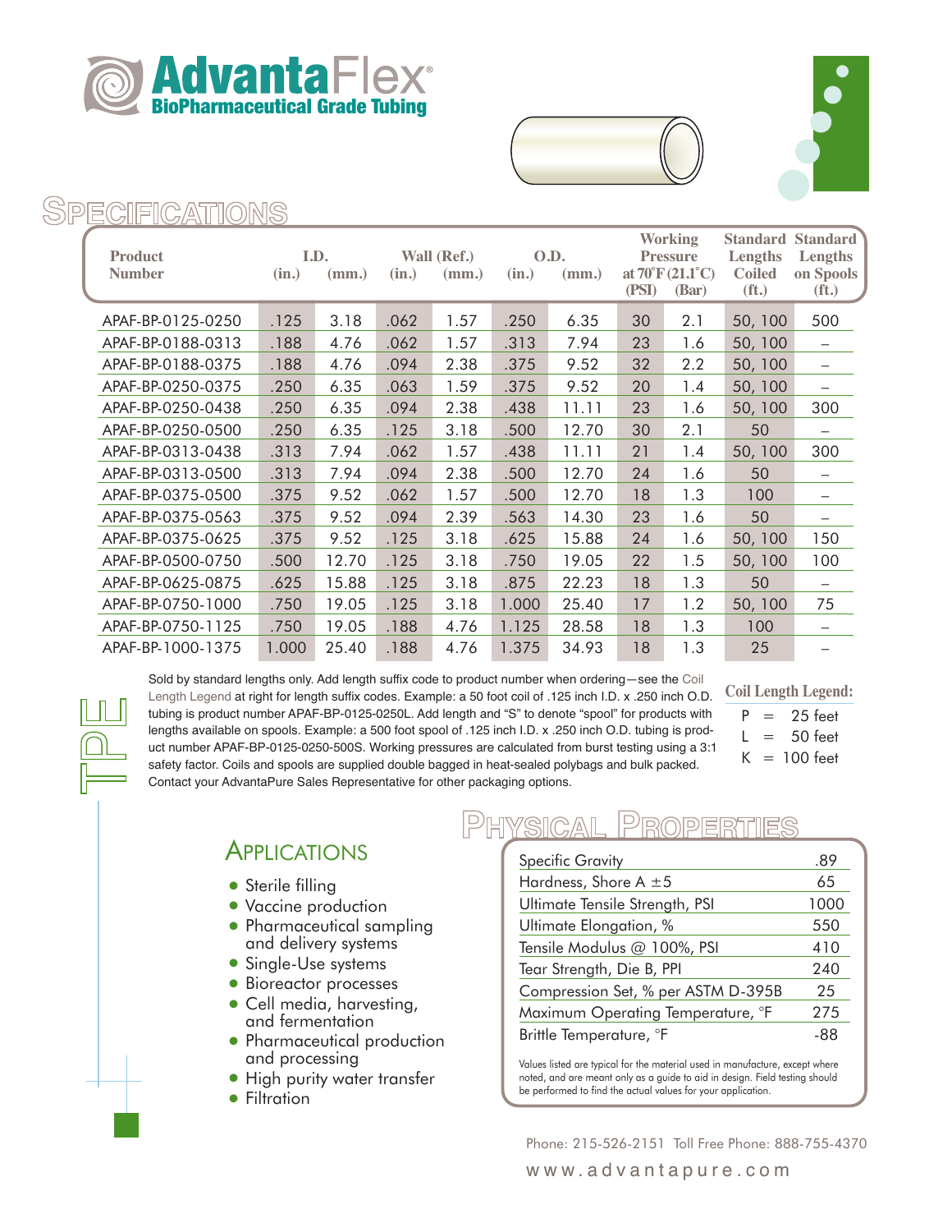# AdvantaFlex®

**BioPharmaceutical Grade Tubing**

## Specifications

| Product Number | I.D. (in.) | I.D. (mm.) | Wall (Ref.) (in.) | Wall (Ref.) (mm.) | O.D. (in.) | O.D. (mm.) | Working Pressure at 70°F (21.1°C) (PSI) | Working Pressure at 70°F (21.1°C) (Bar) | Standard Lengths Coiled (ft.) | Standard Lengths on Spools (ft.) |
|---|---|---|---|---|---|---|---|---|---|---|
| APAF-BP-0125-0250 | .125 | 3.18 | .062 | 1.57 | .250 | 6.35 | 30 | 2.1 | 50, 100 | 500 |
| APAF-BP-0188-0313 | .188 | 4.76 | .062 | 1.57 | .313 | 7.94 | 23 | 1.6 | 50, 100 | – |
| APAF-BP-0188-0375 | .188 | 4.76 | .094 | 2.38 | .375 | 9.52 | 32 | 2.2 | 50, 100 | – |
| APAF-BP-0250-0375 | .250 | 6.35 | .063 | 1.59 | .375 | 9.52 | 20 | 1.4 | 50, 100 | – |
| APAF-BP-0250-0438 | .250 | 6.35 | .094 | 2.38 | .438 | 11.11 | 23 | 1.6 | 50, 100 | 300 |
| APAF-BP-0250-0500 | .250 | 6.35 | .125 | 3.18 | .500 | 12.70 | 30 | 2.1 | 50 | – |
| APAF-BP-0313-0438 | .313 | 7.94 | .062 | 1.57 | .438 | 11.11 | 21 | 1.4 | 50, 100 | 300 |
| APAF-BP-0313-0500 | .313 | 7.94 | .094 | 2.38 | .500 | 12.70 | 24 | 1.6 | 50 | – |
| APAF-BP-0375-0500 | .375 | 9.52 | .062 | 1.57 | .500 | 12.70 | 18 | 1.3 | 100 | – |
| APAF-BP-0375-0563 | .375 | 9.52 | .094 | 2.39 | .563 | 14.30 | 23 | 1.6 | 50 | – |
| APAF-BP-0375-0625 | .375 | 9.52 | .125 | 3.18 | .625 | 15.88 | 24 | 1.6 | 50, 100 | 150 |
| APAF-BP-0500-0750 | .500 | 12.70 | .125 | 3.18 | .750 | 19.05 | 22 | 1.5 | 50, 100 | 100 |
| APAF-BP-0625-0875 | .625 | 15.88 | .125 | 3.18 | .875 | 22.23 | 18 | 1.3 | 50 | – |
| APAF-BP-0750-1000 | .750 | 19.05 | .125 | 3.18 | 1.000 | 25.40 | 17 | 1.2 | 50, 100 | 75 |
| APAF-BP-0750-1125 | .750 | 19.05 | .188 | 4.76 | 1.125 | 28.58 | 18 | 1.3 | 100 | – |
| APAF-BP-1000-1375 | 1.000 | 25.40 | .188 | 4.76 | 1.375 | 34.93 | 18 | 1.3 | 25 | – |

Sold by standard lengths only. Add length suffix code to product number when ordering—see the Coil Length Legend at right for length suffix codes. Example: a 50 foot coil of .125 inch I.D. x .250 inch O.D. tubing is product number APAF-BP-0125-0250L. Add length and "S" to denote "spool" for products with lengths available on spools. Example: a 500 foot spool of .125 inch I.D. x .250 inch O.D. tubing is product number APAF-BP-0125-0250-500S. Working pressures are calculated from burst testing using a 3:1 safety factor. Coils and spools are supplied double bagged in heat-sealed polybags and bulk packed. Contact your AdvantaPure Sales Representative for other packaging options.

**Coil Length Legend:**

- P = 25 feet
- L = 50 feet
- K = 100 feet

TPE

## Applications

- Sterile filling
- Vaccine production
- Pharmaceutical sampling and delivery systems
- Single-Use systems
- Bioreactor processes
- Cell media, harvesting, and fermentation
- Pharmaceutical production and processing
- High purity water transfer
- Filtration

## Physical Properties

| Property | Value |
|---|---|
| Specific Gravity | .89 |
| Hardness, Shore A ±5 | 65 |
| Ultimate Tensile Strength, PSI | 1000 |
| Ultimate Elongation, % | 550 |
| Tensile Modulus @ 100%, PSI | 410 |
| Tear Strength, Die B, PPI | 240 |
| Compression Set, % per ASTM D-395B | 25 |
| Maximum Operating Temperature, °F | 275 |
| Brittle Temperature, °F | -88 |

Values listed are typical for the material used in manufacture, except where noted, and are meant only as a guide to aid in design. Field testing should be performed to find the actual values for your application.

Phone: 215-526-2151 Toll Free Phone: 888-755-4370

www.advantapure.com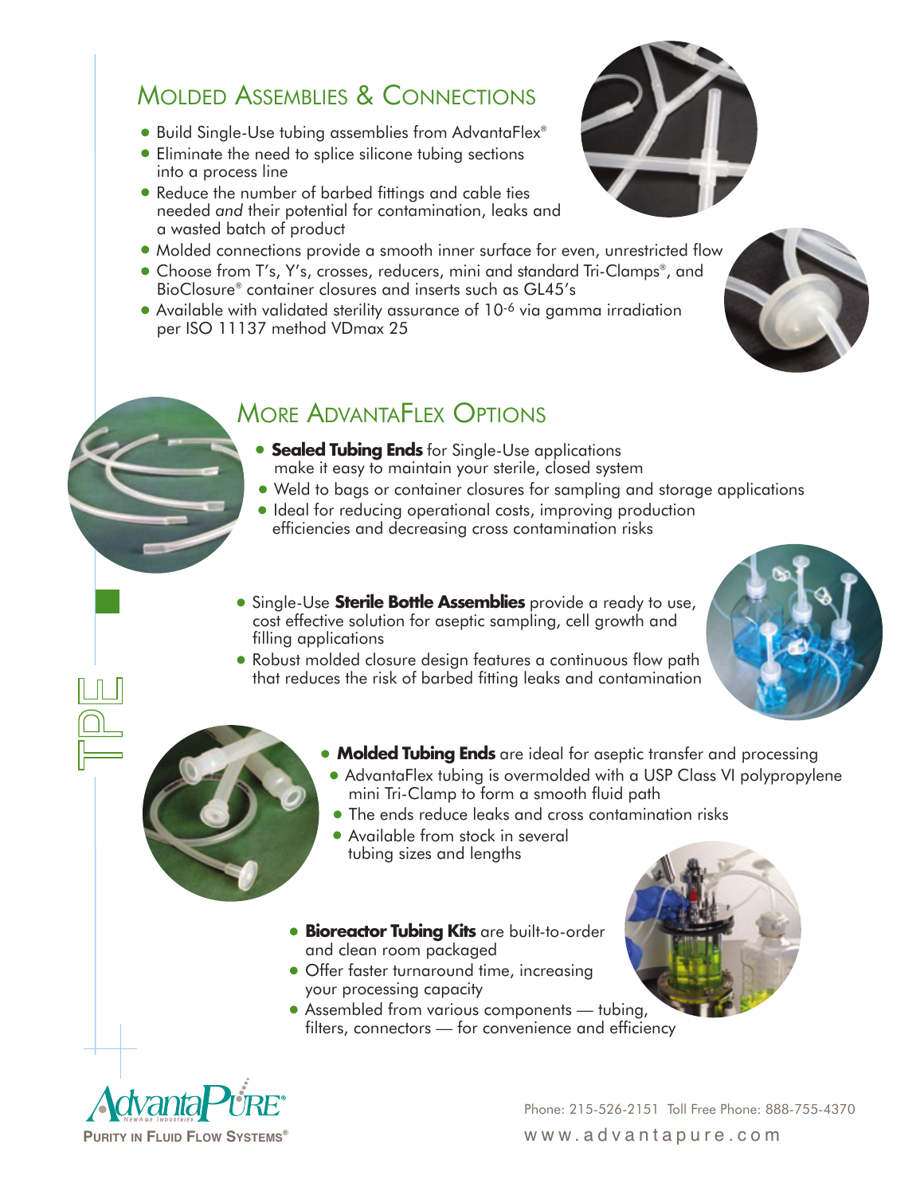## Molded Assemblies & Connections

- Build Single-Use tubing assemblies from AdvantaFlex®
- Eliminate the need to splice silicone tubing sections into a process line
- Reduce the number of barbed fittings and cable ties needed *and* their potential for contamination, leaks and a wasted batch of product
- Molded connections provide a smooth inner surface for even, unrestricted flow
- Choose from T's, Y's, crosses, reducers, mini and standard Tri-Clamps®, and BioClosure® container closures and inserts such as GL45's
- Available with validated sterility assurance of $10^{-6}$ via gamma irradiation per ISO 11137 method VDmax 25

## More AdvantaFlex Options

- **Sealed Tubing Ends** for Single-Use applications make it easy to maintain your sterile, closed system
- Weld to bags or container closures for sampling and storage applications
- Ideal for reducing operational costs, improving production efficiencies and decreasing cross contamination risks

- Single-Use **Sterile Bottle Assemblies** provide a ready to use, cost effective solution for aseptic sampling, cell growth and filling applications
- Robust molded closure design features a continuous flow path that reduces the risk of barbed fitting leaks and contamination

- **Molded Tubing Ends** are ideal for aseptic transfer and processing
  - AdvantaFlex tubing is overmolded with a USP Class VI polypropylene mini Tri-Clamp to form a smooth fluid path
  - The ends reduce leaks and cross contamination risks
  - Available from stock in several tubing sizes and lengths

- **Bioreactor Tubing Kits** are built-to-order and clean room packaged
- Offer faster turnaround time, increasing your processing capacity
- Assembled from various components — tubing, filters, connectors — for convenience and efficiency

TPE

AdvantaPure®
NewAge Industries
Purity in Fluid Flow Systems®

Phone: 215-526-2151 Toll Free Phone: 888-755-4370
www.advantapure.com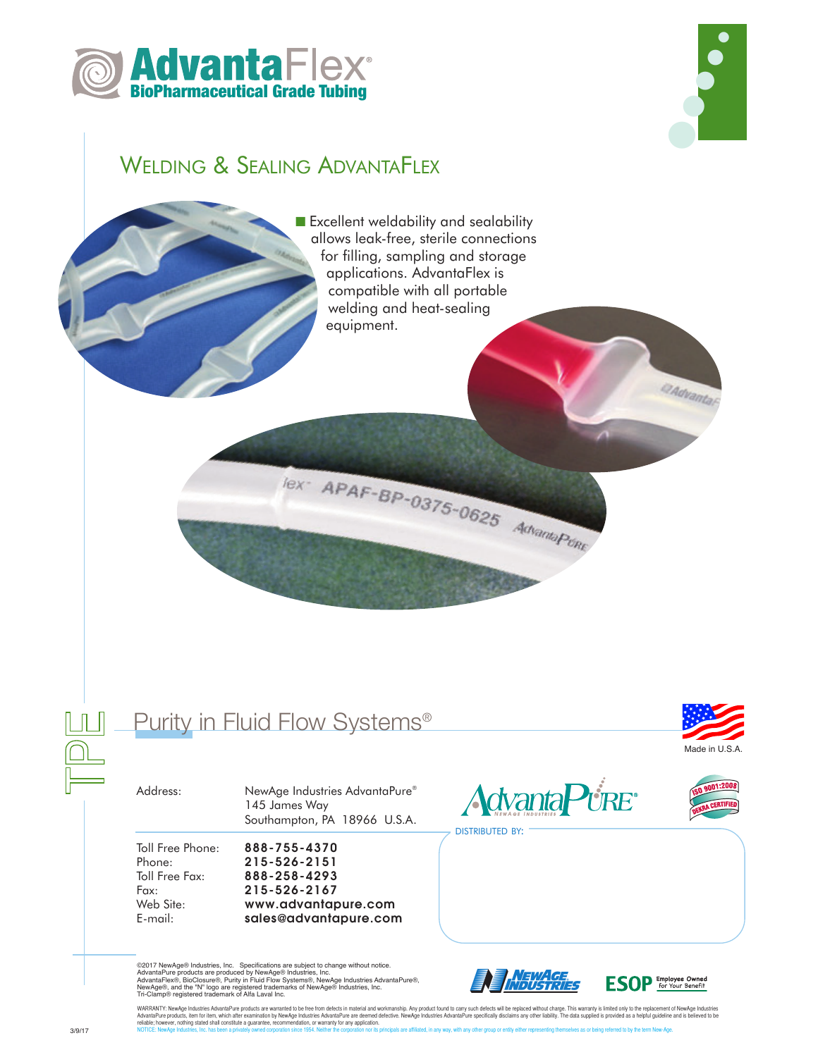# AdvantaFlex®

**BioPharmaceutical Grade Tubing**

## Welding & Sealing AdvantaFlex

- Excellent weldability and sealability allows leak-free, sterile connections for filling, sampling and storage applications. AdvantaFlex is compatible with all portable welding and heat-sealing equipment.

TPE

## Purity in Fluid Flow Systems®

Made in U.S.A.

| | |
|---|---|
| Address: | NewAge Industries AdvantaPure® 145 James Way Southampton, PA 18966 U.S.A. |
| Toll Free Phone: | **888-755-4370** |
| Phone: | **215-526-2151** |
| Toll Free Fax: | **888-258-4293** |
| Fax: | **215-526-2167** |
| Web Site: | **www.advantapure.com** |
| E-mail: | **sales@advantapure.com** |

AdvantaPURE® NewAge Industries

ISO 9001:2008 DEKRA CERTIFIED

DISTRIBUTED BY:

©2017 NewAge® Industries, Inc. Specifications are subject to change without notice.
AdvantaPure products are produced by NewAge® Industries, Inc.
AdvantaFlex®, BioClosure®, Purity in Fluid Flow Systems®, NewAge Industries AdvantaPure®, NewAge®, and the "N" logo are registered trademarks of NewAge® Industries, Inc.
Tri-Clamp® registered trademark of Alfa Laval Inc.

NEWAGE INDUSTRIES

ESOP Employee Owned For Your Benefit

WARRANTY: NewAge Industries AdvantaPure products are warranted to be free from defects in material and workmanship. Any product found to carry such defects will be replaced without charge. This warranty is limited only to the replacement of NewAge Industries AdvantaPure products, item for item, which after examination by NewAge Industries AdvantaPure are deemed defective. NewAge Industries AdvantaPure specifically disclaims any other liability. The data supplied is provided as a helpful guideline and is believed to be reliable; however, nothing stated shall constitute a guarantee, recommendation, or warranty for any application.

NOTICE: NewAge Industries, Inc. has been a privately owned corporation since 1954. Neither the corporation nor its principals are affiliated, in any way, with any other group or entity either representing themselves as or being referred to by the term New-Age.

3/9/17